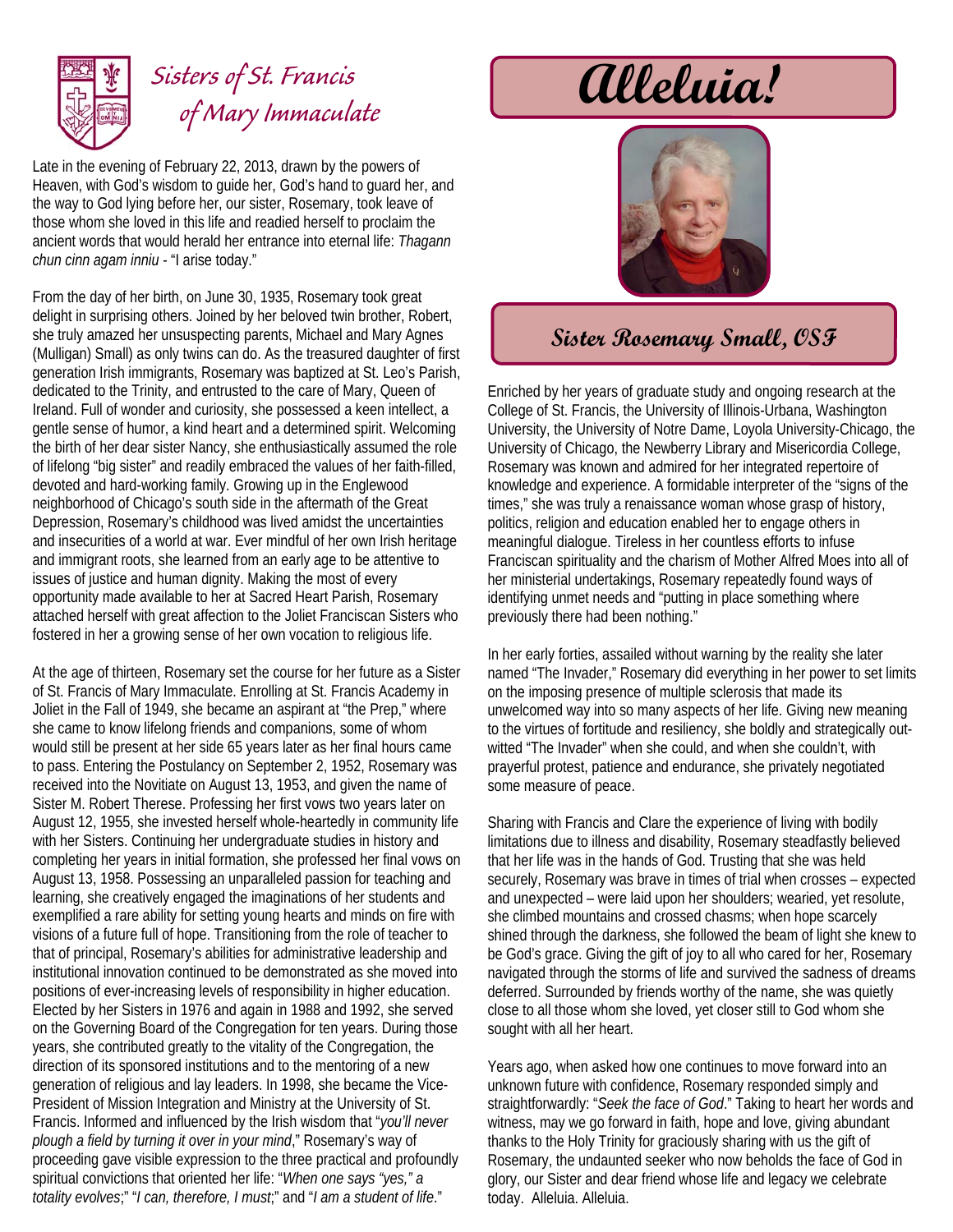# Sisters of St. Francis of Mary Immaculate

# Alleluia!

## Sister Rosemary Small, OSF

Late in the evening of February 22, 2013, drawn by the powers of Heaven, with God's wisdom to guide her, God's hand to guard her, and the way to God lying before her, our sister, Rosemary, took leave of those whom she loved in this life and readied herself to proclaim the ancient words that would herald her entrance into eternal life: *Thagann chun cinn agam inniu* - "I arise today."

From the day of her birth, on June 30, 1935, Rosemary took great delight in surprising others. Joined by her beloved twin brother, Robert, she truly amazed her unsuspecting parents, Michael and Mary Agnes (Mulligan) Small) as only twins can do. As the treasured daughter of first generation Irish immigrants, Rosemary was baptized at St. Leo's Parish, dedicated to the Trinity, and entrusted to the care of Mary, Queen of Ireland. Full of wonder and curiosity, she possessed a keen intellect, a gentle sense of humor, a kind heart and a determined spirit. Welcoming the birth of her dear sister Nancy, she enthusiastically assumed the role of lifelong "big sister" and readily embraced the values of her faith-filled, devoted and hard-working family. Growing up in the Englewood neighborhood of Chicago's south side in the aftermath of the Great Depression, Rosemary's childhood was lived amidst the uncertainties and insecurities of a world at war. Ever mindful of her own Irish heritage and immigrant roots, she learned from an early age to be attentive to issues of justice and human dignity. Making the most of every opportunity made available to her at Sacred Heart Parish, Rosemary attached herself with great affection to the Joliet Franciscan Sisters who fostered in her a growing sense of her own vocation to religious life.

At the age of thirteen, Rosemary set the course for her future as a Sister of St. Francis of Mary Immaculate. Enrolling at St. Francis Academy in Joliet in the Fall of 1949, she became an aspirant at "the Prep," where she came to know lifelong friends and companions, some of whom would still be present at her side 65 years later as her final hours came to pass. Entering the Postulancy on September 2, 1952, Rosemary was received into the Novitiate on August 13, 1953, and given the name of Sister M. Robert Therese. Professing her first vows two years later on August 12, 1955, she invested herself whole-heartedly in community life with her Sisters. Continuing her undergraduate studies in history and completing her years in initial formation, she professed her final vows on August 13, 1958. Possessing an unparalleled passion for teaching and learning, she creatively engaged the imaginations of her students and exemplified a rare ability for setting young hearts and minds on fire with visions of a future full of hope. Transitioning from the role of teacher to that of principal, Rosemary's abilities for administrative leadership and institutional innovation continued to be demonstrated as she moved into positions of ever-increasing levels of responsibility in higher education. Elected by her Sisters in 1976 and again in 1988 and 1992, she served on the Governing Board of the Congregation for ten years. During those years, she contributed greatly to the vitality of the Congregation, the direction of its sponsored institutions and to the mentoring of a new generation of religious and lay leaders. In 1998, she became the Vice-President of Mission Integration and Ministry at the University of St. Francis. Informed and influenced by the Irish wisdom that "*you'll never plough a field by turning it over in your mind*," Rosemary's way of proceeding gave visible expression to the three practical and profoundly spiritual convictions that oriented her life: "*When one says "yes," a totality evolves*;" "*I can, therefore, I must*;" and "*I am a student of life*."

Enriched by her years of graduate study and ongoing research at the College of St. Francis, the University of Illinois-Urbana, Washington University, the University of Notre Dame, Loyola University-Chicago, the University of Chicago, the Newberry Library and Misericordia College, Rosemary was known and admired for her integrated repertoire of knowledge and experience. A formidable interpreter of the "signs of the times," she was truly a renaissance woman whose grasp of history, politics, religion and education enabled her to engage others in meaningful dialogue. Tireless in her countless efforts to infuse Franciscan spirituality and the charism of Mother Alfred Moes into all of her ministerial undertakings, Rosemary repeatedly found ways of identifying unmet needs and "putting in place something where previously there had been nothing."

In her early forties, assailed without warning by the reality she later named "The Invader," Rosemary did everything in her power to set limits on the imposing presence of multiple sclerosis that made its unwelcomed way into so many aspects of her life. Giving new meaning to the virtues of fortitude and resiliency, she boldly and strategically out-witted "The Invader" when she could, and when she couldn't, with prayerful protest, patience and endurance, she privately negotiated some measure of peace.

Sharing with Francis and Clare the experience of living with bodily limitations due to illness and disability, Rosemary steadfastly believed that her life was in the hands of God. Trusting that she was held securely, Rosemary was brave in times of trial when crosses – expected and unexpected – were laid upon her shoulders; wearied, yet resolute, she climbed mountains and crossed chasms; when hope scarcely shined through the darkness, she followed the beam of light she knew to be God's grace. Giving the gift of joy to all who cared for her, Rosemary navigated through the storms of life and survived the sadness of dreams deferred. Surrounded by friends worthy of the name, she was quietly close to all those whom she loved, yet closer still to God whom she sought with all her heart.

Years ago, when asked how one continues to move forward into an unknown future with confidence, Rosemary responded simply and straightforwardly: "*Seek the face of God*." Taking to heart her words and witness, may we go forward in faith, hope and love, giving abundant thanks to the Holy Trinity for graciously sharing with us the gift of Rosemary, the undaunted seeker who now beholds the face of God in glory, our Sister and dear friend whose life and legacy we celebrate today. Alleluia. Alleluia.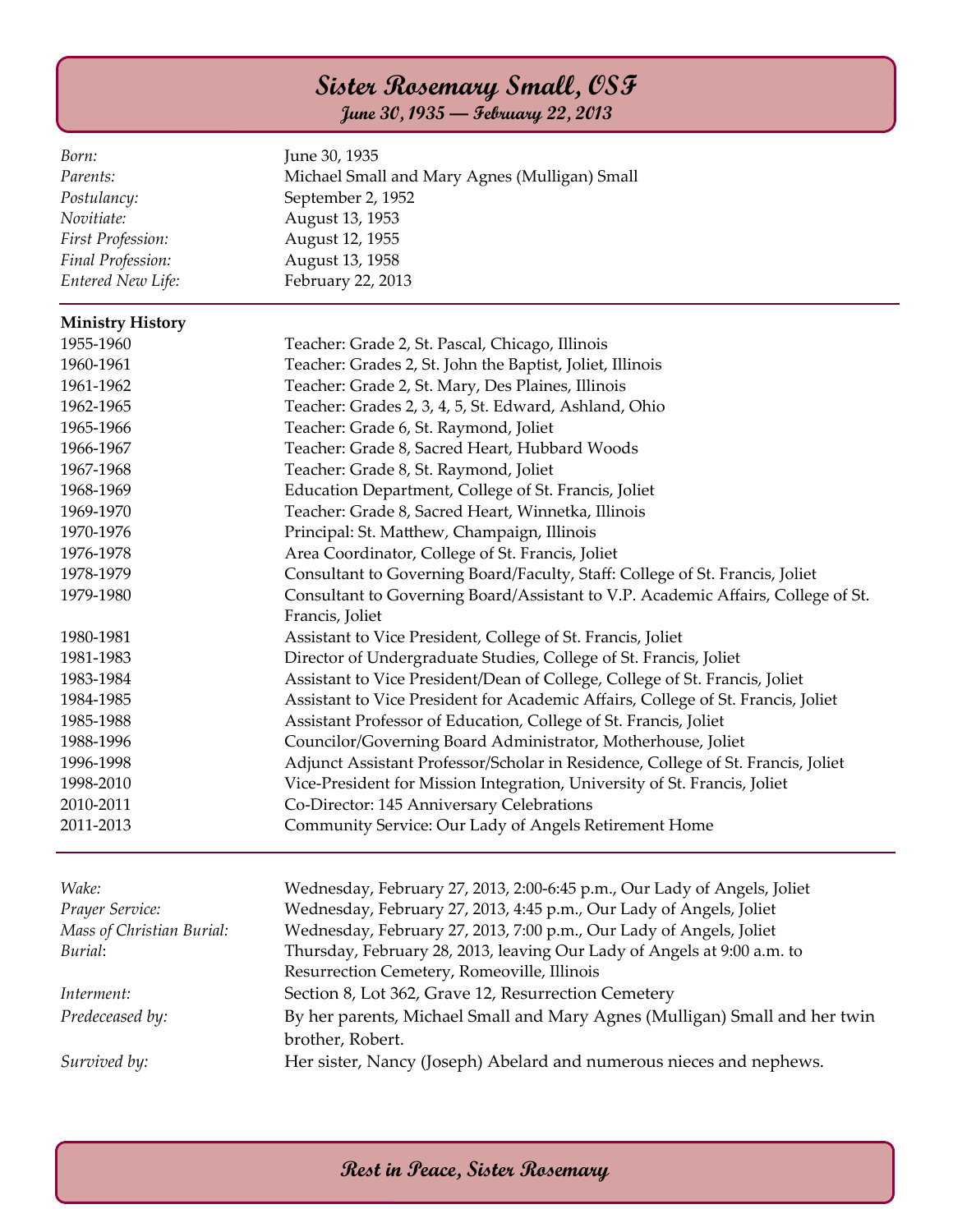# Sister Rosemary Small, OSF

**June 30, 1935 — February 22, 2013**

| | |
|---|---|
| *Born:* | June 30, 1935 |
| *Parents:* | Michael Small and Mary Agnes (Mulligan) Small |
| *Postulancy:* | September 2, 1952 |
| *Novitiate:* | August 13, 1953 |
| *First Profession:* | August 12, 1955 |
| *Final Profession:* | August 13, 1958 |
| *Entered New Life:* | February 22, 2013 |

**Ministry History**

| | |
|---|---|
| 1955-1960 | Teacher: Grade 2, St. Pascal, Chicago, Illinois |
| 1960-1961 | Teacher: Grades 2, St. John the Baptist, Joliet, Illinois |
| 1961-1962 | Teacher: Grade 2, St. Mary, Des Plaines, Illinois |
| 1962-1965 | Teacher: Grades 2, 3, 4, 5, St. Edward, Ashland, Ohio |
| 1965-1966 | Teacher: Grade 6, St. Raymond, Joliet |
| 1966-1967 | Teacher: Grade 8, Sacred Heart, Hubbard Woods |
| 1967-1968 | Teacher: Grade 8, St. Raymond, Joliet |
| 1968-1969 | Education Department, College of St. Francis, Joliet |
| 1969-1970 | Teacher: Grade 8, Sacred Heart, Winnetka, Illinois |
| 1970-1976 | Principal: St. Matthew, Champaign, Illinois |
| 1976-1978 | Area Coordinator, College of St. Francis, Joliet |
| 1978-1979 | Consultant to Governing Board/Faculty, Staff: College of St. Francis, Joliet |
| 1979-1980 | Consultant to Governing Board/Assistant to V.P. Academic Affairs, College of St. Francis, Joliet |
| 1980-1981 | Assistant to Vice President, College of St. Francis, Joliet |
| 1981-1983 | Director of Undergraduate Studies, College of St. Francis, Joliet |
| 1983-1984 | Assistant to Vice President/Dean of College, College of St. Francis, Joliet |
| 1984-1985 | Assistant to Vice President for Academic Affairs, College of St. Francis, Joliet |
| 1985-1988 | Assistant Professor of Education, College of St. Francis, Joliet |
| 1988-1996 | Councilor/Governing Board Administrator, Motherhouse, Joliet |
| 1996-1998 | Adjunct Assistant Professor/Scholar in Residence, College of St. Francis, Joliet |
| 1998-2010 | Vice-President for Mission Integration, University of St. Francis, Joliet |
| 2010-2011 | Co-Director: 145 Anniversary Celebrations |
| 2011-2013 | Community Service: Our Lady of Angels Retirement Home |

| | |
|---|---|
| *Wake:* | Wednesday, February 27, 2013, 2:00-6:45 p.m., Our Lady of Angels, Joliet |
| *Prayer Service:* | Wednesday, February 27, 2013, 4:45 p.m., Our Lady of Angels, Joliet |
| *Mass of Christian Burial:* | Wednesday, February 27, 2013, 7:00 p.m., Our Lady of Angels, Joliet |
| *Burial:* | Thursday, February 28, 2013, leaving Our Lady of Angels at 9:00 a.m. to Resurrection Cemetery, Romeoville, Illinois |
| *Interment:* | Section 8, Lot 362, Grave 12, Resurrection Cemetery |
| *Predeceased by:* | By her parents, Michael Small and Mary Agnes (Mulligan) Small and her twin brother, Robert. |
| *Survived by:* | Her sister, Nancy (Joseph) Abelard and numerous nieces and nephews. |

**Rest in Peace, Sister Rosemary**